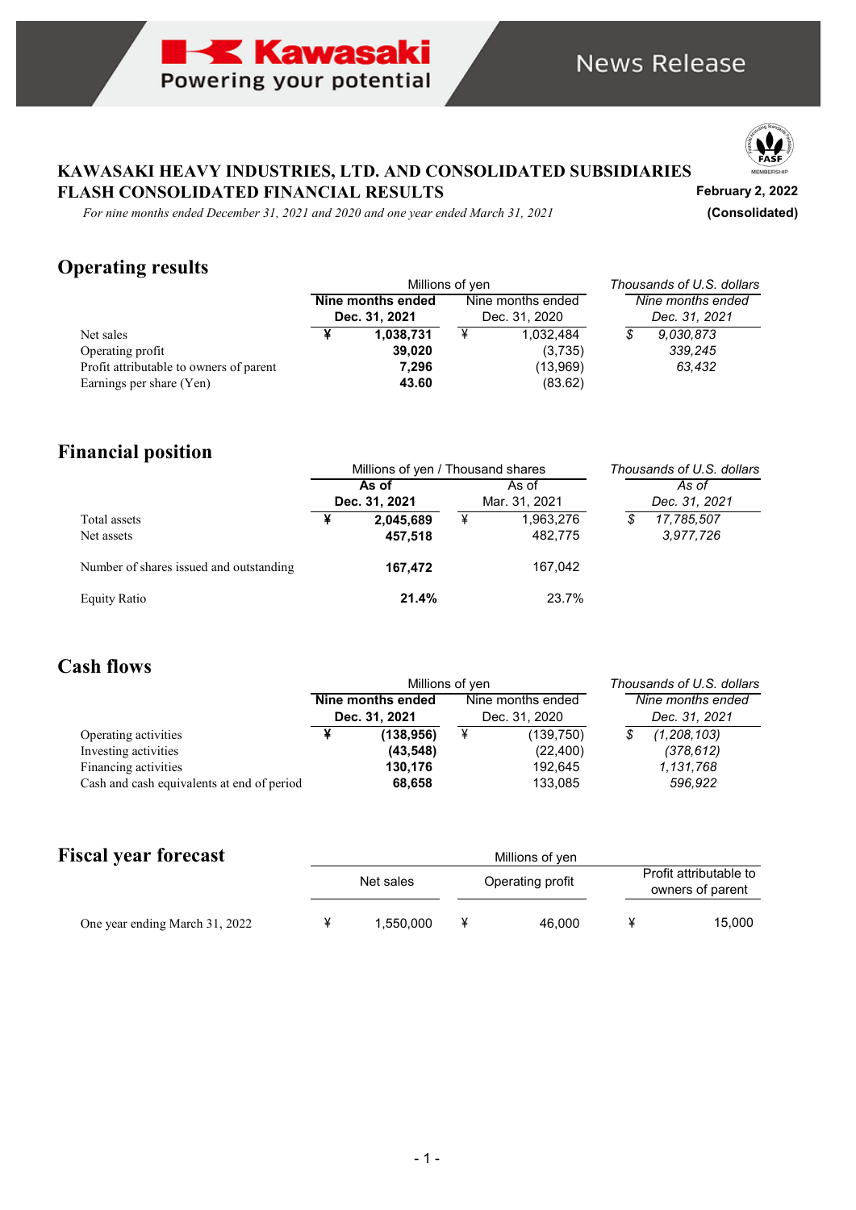Kawasaki Powering your potential

News Release

# KAWASAKI HEAVY INDUSTRIES, LTD. AND CONSOLIDATED SUBSIDIARIES
# FLASH CONSOLIDATED FINANCIAL RESULTS

**February 2, 2022**

**(Consolidated)**

*For nine months ended December 31, 2021 and 2020 and one year ended March 31, 2021*

## Operating results

| | Millions of yen | | *Thousands of U.S. dollars* |
|---|---|---|---|
| | **Nine months ended Dec. 31, 2021** | Nine months ended Dec. 31, 2020 | *Nine months ended Dec. 31, 2021* |
| Net sales | **¥ 1,038,731** | ¥ 1,032,484 | *$ 9,030,873* |
| Operating profit | **39,020** | (3,735) | *339,245* |
| Profit attributable to owners of parent | **7,296** | (13,969) | *63,432* |
| Earnings per share (Yen) | **43.60** | (83.62) | |

## Financial position

| | Millions of yen / Thousand shares | | *Thousands of U.S. dollars* |
|---|---|---|---|
| | **As of Dec. 31, 2021** | As of Mar. 31, 2021 | *As of Dec. 31, 2021* |
| Total assets | **¥ 2,045,689** | ¥ 1,963,276 | *$ 17,785,507* |
| Net assets | **457,518** | 482,775 | *3,977,726* |
| Number of shares issued and outstanding | **167,472** | 167,042 | |
| Equity Ratio | **21.4%** | 23.7% | |

## Cash flows

| | Millions of yen | | *Thousands of U.S. dollars* |
|---|---|---|---|
| | **Nine months ended Dec. 31, 2021** | Nine months ended Dec. 31, 2020 | *Nine months ended Dec. 31, 2021* |
| Operating activities | **¥ (138,956)** | ¥ (139,750) | *$ (1,208,103)* |
| Investing activities | **(43,548)** | (22,400) | *(378,612)* |
| Financing activities | **130,176** | 192,645 | *1,131,768* |
| Cash and cash equivalents at end of period | **68,658** | 133,085 | *596,922* |

## Fiscal year forecast

| | Millions of yen | | |
|---|---|---|---|
| | Net sales | Operating profit | Profit attributable to owners of parent |
| One year ending March 31, 2022 | ¥ 1,550,000 | ¥ 46,000 | ¥ 15,000 |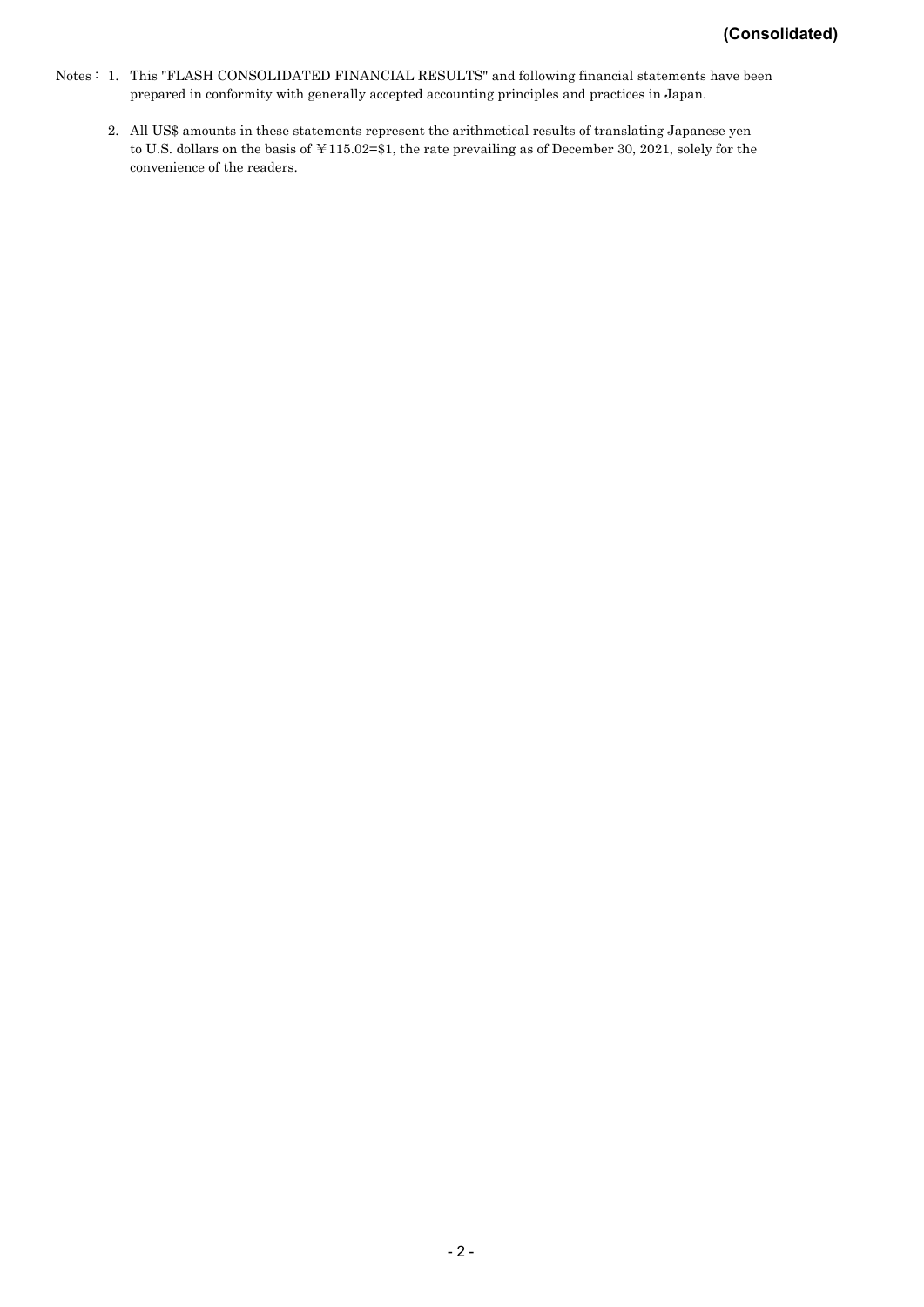**(Consolidated)**

Notes : 1. This "FLASH CONSOLIDATED FINANCIAL RESULTS" and following financial statements have been prepared in conformity with generally accepted accounting principles and practices in Japan.

2. All US$ amounts in these statements represent the arithmetical results of translating Japanese yen to U.S. dollars on the basis of ￥115.02=$1, the rate prevailing as of December 30, 2021, solely for the convenience of the readers.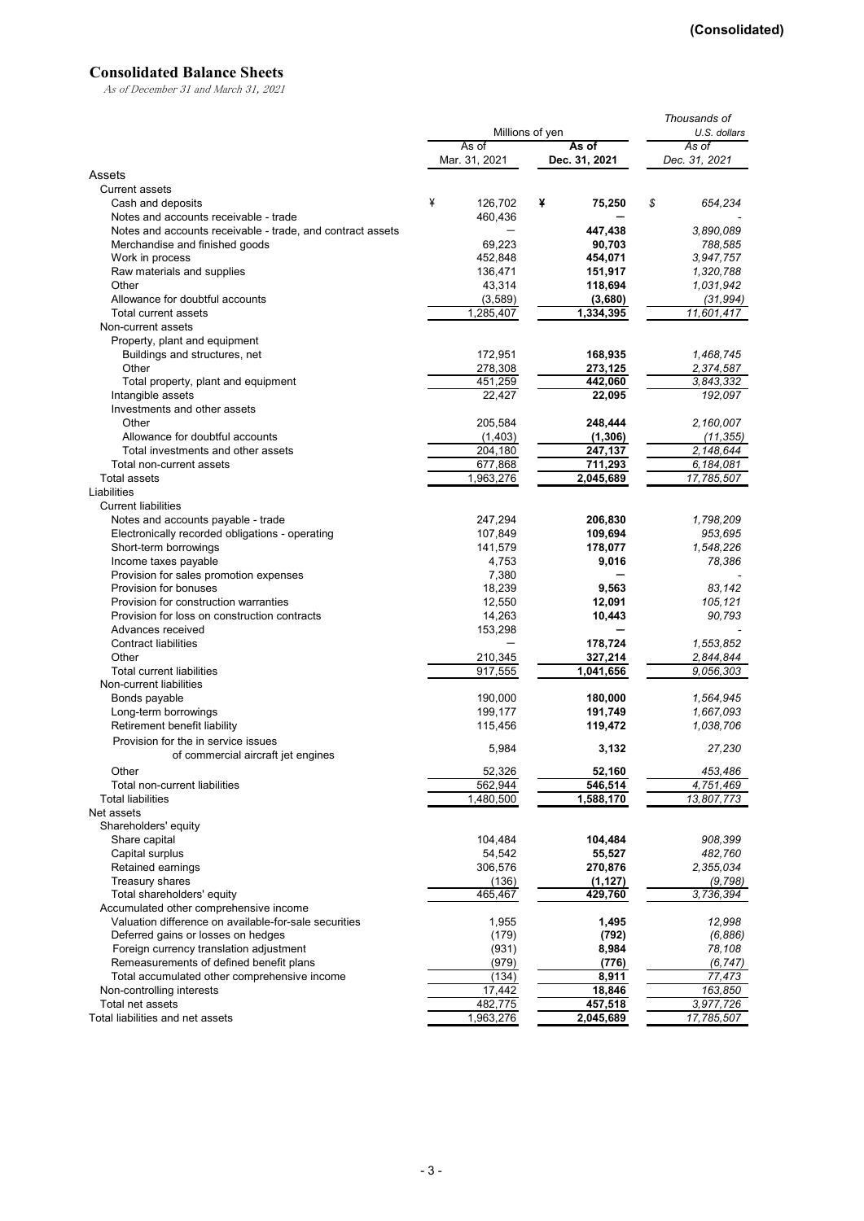**(Consolidated)**

## Consolidated Balance Sheets

*As of December 31 and March 31, 2021*

| | Millions of yen | | Thousands of U.S. dollars |
|---|---|---|---|
| | As of Mar. 31, 2021 | **As of Dec. 31, 2021** | *As of Dec. 31, 2021* |
| Assets | | | |
| Current assets | | | |
| Cash and deposits | ¥ 126,702 | ¥ **75,250** | $ *654,234* |
| Notes and accounts receivable - trade | 460,436 | **—** | *-* |
| Notes and accounts receivable - trade, and contract assets | — | **447,438** | *3,890,089* |
| Merchandise and finished goods | 69,223 | **90,703** | *788,585* |
| Work in process | 452,848 | **454,071** | *3,947,757* |
| Raw materials and supplies | 136,471 | **151,917** | *1,320,788* |
| Other | 43,314 | **118,694** | *1,031,942* |
| Allowance for doubtful accounts | (3,589) | **(3,680)** | *(31,994)* |
| Total current assets | 1,285,407 | **1,334,395** | *11,601,417* |
| Non-current assets | | | |
| Property, plant and equipment | | | |
| Buildings and structures, net | 172,951 | **168,935** | *1,468,745* |
| Other | 278,308 | **273,125** | *2,374,587* |
| Total property, plant and equipment | 451,259 | **442,060** | *3,843,332* |
| Intangible assets | 22,427 | **22,095** | *192,097* |
| Investments and other assets | | | |
| Other | 205,584 | **248,444** | *2,160,007* |
| Allowance for doubtful accounts | (1,403) | **(1,306)** | *(11,355)* |
| Total investments and other assets | 204,180 | **247,137** | *2,148,644* |
| Total non-current assets | 677,868 | **711,293** | *6,184,081* |
| Total assets | 1,963,276 | **2,045,689** | *17,785,507* |
| Liabilities | | | |
| Current liabilities | | | |
| Notes and accounts payable - trade | 247,294 | **206,830** | *1,798,209* |
| Electronically recorded obligations - operating | 107,849 | **109,694** | *953,695* |
| Short-term borrowings | 141,579 | **178,077** | *1,548,226* |
| Income taxes payable | 4,753 | **9,016** | *78,386* |
| Provision for sales promotion expenses | 7,380 | **—** | *-* |
| Provision for bonuses | 18,239 | **9,563** | *83,142* |
| Provision for construction warranties | 12,550 | **12,091** | *105,121* |
| Provision for loss on construction contracts | 14,263 | **10,443** | *90,793* |
| Advances received | 153,298 | **—** | *-* |
| Contract liabilities | — | **178,724** | *1,553,852* |
| Other | 210,345 | **327,214** | *2,844,844* |
| Total current liabilities | 917,555 | **1,041,656** | *9,056,303* |
| Non-current liabilities | | | |
| Bonds payable | 190,000 | **180,000** | *1,564,945* |
| Long-term borrowings | 199,177 | **191,749** | *1,667,093* |
| Retirement benefit liability | 115,456 | **119,472** | *1,038,706* |
| Provision for the in service issues of commercial aircraft jet engines | 5,984 | **3,132** | *27,230* |
| Other | 52,326 | **52,160** | *453,486* |
| Total non-current liabilities | 562,944 | **546,514** | *4,751,469* |
| Total liabilities | 1,480,500 | **1,588,170** | *13,807,773* |
| Net assets | | | |
| Shareholders' equity | | | |
| Share capital | 104,484 | **104,484** | *908,399* |
| Capital surplus | 54,542 | **55,527** | *482,760* |
| Retained earnings | 306,576 | **270,876** | *2,355,034* |
| Treasury shares | (136) | **(1,127)** | *(9,798)* |
| Total shareholders' equity | 465,467 | **429,760** | *3,736,394* |
| Accumulated other comprehensive income | | | |
| Valuation difference on available-for-sale securities | 1,955 | **1,495** | *12,998* |
| Deferred gains or losses on hedges | (179) | **(792)** | *(6,886)* |
| Foreign currency translation adjustment | (931) | **8,984** | *78,108* |
| Remeasurements of defined benefit plans | (979) | **(776)** | *(6,747)* |
| Total accumulated other comprehensive income | (134) | **8,911** | *77,473* |
| Non-controlling interests | 17,442 | **18,846** | *163,850* |
| Total net assets | 482,775 | **457,518** | *3,977,726* |
| Total liabilities and net assets | 1,963,276 | **2,045,689** | *17,785,507* |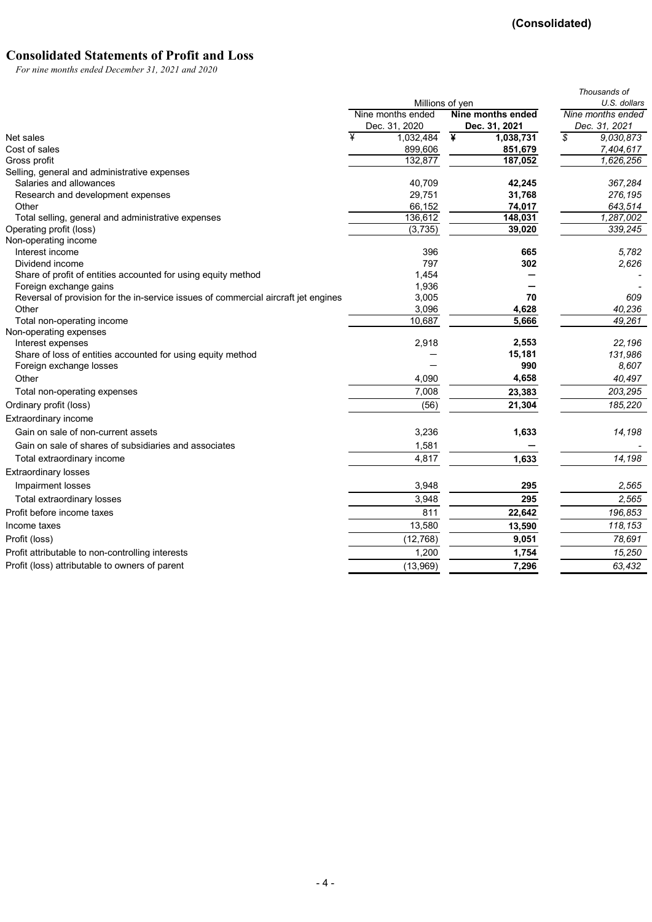**(Consolidated)**

# Consolidated Statements of Profit and Loss

*For nine months ended December 31, 2021 and 2020*

| | Millions of yen | | *Thousands of U.S. dollars* |
|---|---|---|---|
| | Nine months ended Dec. 31, 2020 | **Nine months ended Dec. 31, 2021** | *Nine months ended Dec. 31, 2021* |
| Net sales | ¥ 1,032,484 | **¥ 1,038,731** | *$ 9,030,873* |
| Cost of sales | 899,606 | **851,679** | *7,404,617* |
| Gross profit | 132,877 | **187,052** | *1,626,256* |
| Selling, general and administrative expenses | | | |
| Salaries and allowances | 40,709 | **42,245** | *367,284* |
| Research and development expenses | 29,751 | **31,768** | *276,195* |
| Other | 66,152 | **74,017** | *643,514* |
| Total selling, general and administrative expenses | 136,612 | **148,031** | *1,287,002* |
| Operating profit (loss) | (3,735) | **39,020** | *339,245* |
| Non-operating income | | | |
| Interest income | 396 | **665** | *5,782* |
| Dividend income | 797 | **302** | *2,626* |
| Share of profit of entities accounted for using equity method | 1,454 | **—** | *-* |
| Foreign exchange gains | 1,936 | **—** | *-* |
| Reversal of provision for the in-service issues of commercial aircraft jet engines | 3,005 | **70** | *609* |
| Other | 3,096 | **4,628** | *40,236* |
| Total non-operating income | 10,687 | **5,666** | *49,261* |
| Non-operating expenses | | | |
| Interest expenses | 2,918 | **2,553** | *22,196* |
| Share of loss of entities accounted for using equity method | — | **15,181** | *131,986* |
| Foreign exchange losses | — | **990** | *8,607* |
| Other | 4,090 | **4,658** | *40,497* |
| Total non-operating expenses | 7,008 | **23,383** | *203,295* |
| Ordinary profit (loss) | (56) | **21,304** | *185,220* |
| Extraordinary income | | | |
| Gain on sale of non-current assets | 3,236 | **1,633** | *14,198* |
| Gain on sale of shares of subsidiaries and associates | 1,581 | **—** | *-* |
| Total extraordinary income | 4,817 | **1,633** | *14,198* |
| Extraordinary losses | | | |
| Impairment losses | 3,948 | **295** | *2,565* |
| Total extraordinary losses | 3,948 | **295** | *2,565* |
| Profit before income taxes | 811 | **22,642** | *196,853* |
| Income taxes | 13,580 | **13,590** | *118,153* |
| Profit (loss) | (12,768) | **9,051** | *78,691* |
| Profit attributable to non-controlling interests | 1,200 | **1,754** | *15,250* |
| Profit (loss) attributable to owners of parent | (13,969) | **7,296** | *63,432* |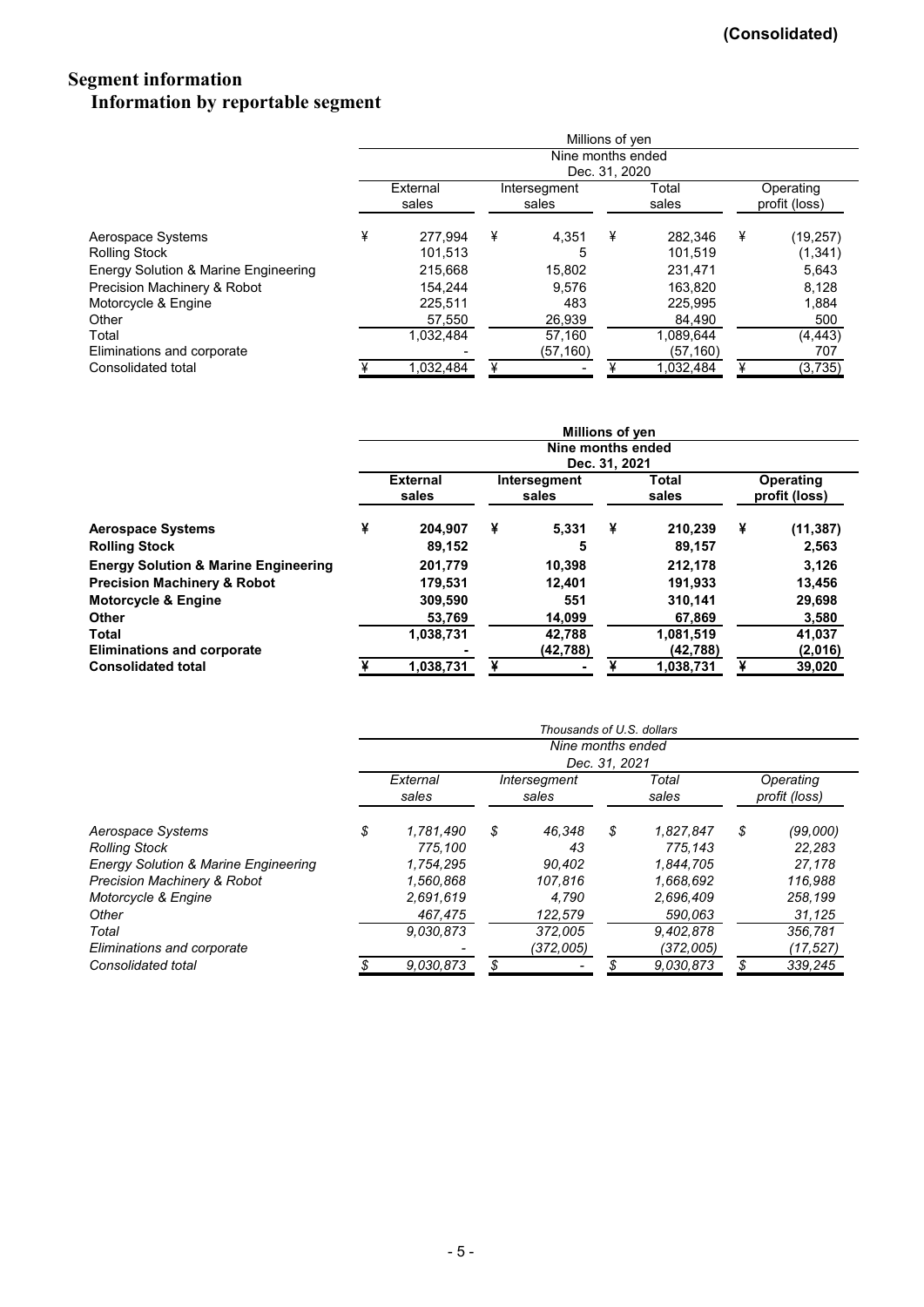(Consolidated)

# Segment information

## Information by reportable segment

| | Millions of yen | | | |
|---|---|---|---|---|
| | Nine months ended Dec. 31, 2020 | | | |
| | External sales | Intersegment sales | Total sales | Operating profit (loss) |
| Aerospace Systems | ¥ 277,994 | ¥ 4,351 | ¥ 282,346 | ¥ (19,257) |
| Rolling Stock | 101,513 | 5 | 101,519 | (1,341) |
| Energy Solution & Marine Engineering | 215,668 | 15,802 | 231,471 | 5,643 |
| Precision Machinery & Robot | 154,244 | 9,576 | 163,820 | 8,128 |
| Motorcycle & Engine | 225,511 | 483 | 225,995 | 1,884 |
| Other | 57,550 | 26,939 | 84,490 | 500 |
| Total | 1,032,484 | 57,160 | 1,089,644 | (4,443) |
| Eliminations and corporate | - | (57,160) | (57,160) | 707 |
| Consolidated total | ¥ 1,032,484 | ¥ - | ¥ 1,032,484 | ¥ (3,735) |

| | **Millions of yen** | | | |
|---|---|---|---|---|
| | **Nine months ended Dec. 31, 2021** | | | |
| | **External sales** | **Intersegment sales** | **Total sales** | **Operating profit (loss)** |
| **Aerospace Systems** | **¥ 204,907** | **¥ 5,331** | **¥ 210,239** | **¥ (11,387)** |
| **Rolling Stock** | **89,152** | **5** | **89,157** | **2,563** |
| **Energy Solution & Marine Engineering** | **201,779** | **10,398** | **212,178** | **3,126** |
| **Precision Machinery & Robot** | **179,531** | **12,401** | **191,933** | **13,456** |
| **Motorcycle & Engine** | **309,590** | **551** | **310,141** | **29,698** |
| **Other** | **53,769** | **14,099** | **67,869** | **3,580** |
| **Total** | **1,038,731** | **42,788** | **1,081,519** | **41,037** |
| **Eliminations and corporate** | **-** | **(42,788)** | **(42,788)** | **(2,016)** |
| **Consolidated total** | **¥ 1,038,731** | **¥ -** | **¥ 1,038,731** | **¥ 39,020** |

| | *Thousands of U.S. dollars* | | | |
|---|---|---|---|---|
| | *Nine months ended Dec. 31, 2021* | | | |
| | *External sales* | *Intersegment sales* | *Total sales* | *Operating profit (loss)* |
| *Aerospace Systems* | *$ 1,781,490* | *$ 46,348* | *$ 1,827,847* | *$ (99,000)* |
| *Rolling Stock* | *775,100* | *43* | *775,143* | *22,283* |
| *Energy Solution & Marine Engineering* | *1,754,295* | *90,402* | *1,844,705* | *27,178* |
| *Precision Machinery & Robot* | *1,560,868* | *107,816* | *1,668,692* | *116,988* |
| *Motorcycle & Engine* | *2,691,619* | *4,790* | *2,696,409* | *258,199* |
| *Other* | *467,475* | *122,579* | *590,063* | *31,125* |
| *Total* | *9,030,873* | *372,005* | *9,402,878* | *356,781* |
| *Eliminations and corporate* | *-* | *(372,005)* | *(372,005)* | *(17,527)* |
| *Consolidated total* | *$ 9,030,873* | *$ -* | *$ 9,030,873* | *$ 339,245* |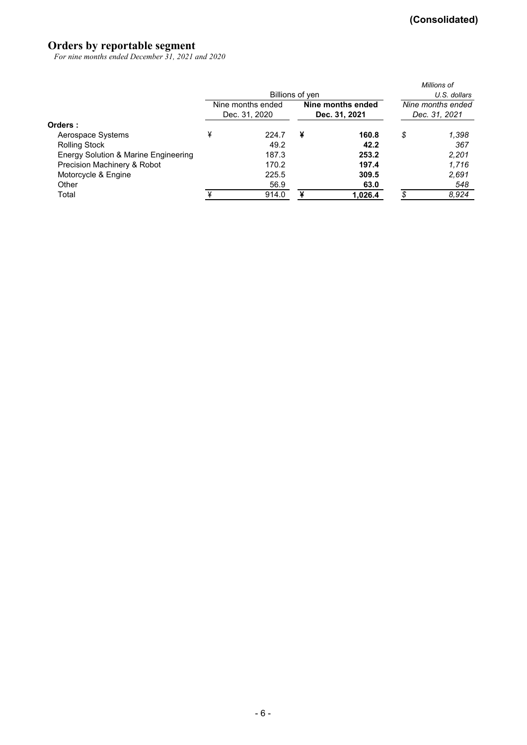**(Consolidated)**

## Orders by reportable segment

*For nine months ended December 31, 2021 and 2020*

| | Billions of yen | | *Millions of U.S. dollars* |
|---|---|---|---|
| | Nine months ended Dec. 31, 2020 | **Nine months ended Dec. 31, 2021** | *Nine months ended Dec. 31, 2021* |
| **Orders :** | | | |
| Aerospace Systems | ¥ 224.7 | **¥ 160.8** | *$ 1,398* |
| Rolling Stock | 49.2 | **42.2** | *367* |
| Energy Solution & Marine Engineering | 187.3 | **253.2** | *2,201* |
| Precision Machinery & Robot | 170.2 | **197.4** | *1,716* |
| Motorcycle & Engine | 225.5 | **309.5** | *2,691* |
| Other | 56.9 | **63.0** | *548* |
| Total | ¥ 914.0 | **¥ 1,026.4** | *$ 8,924* |